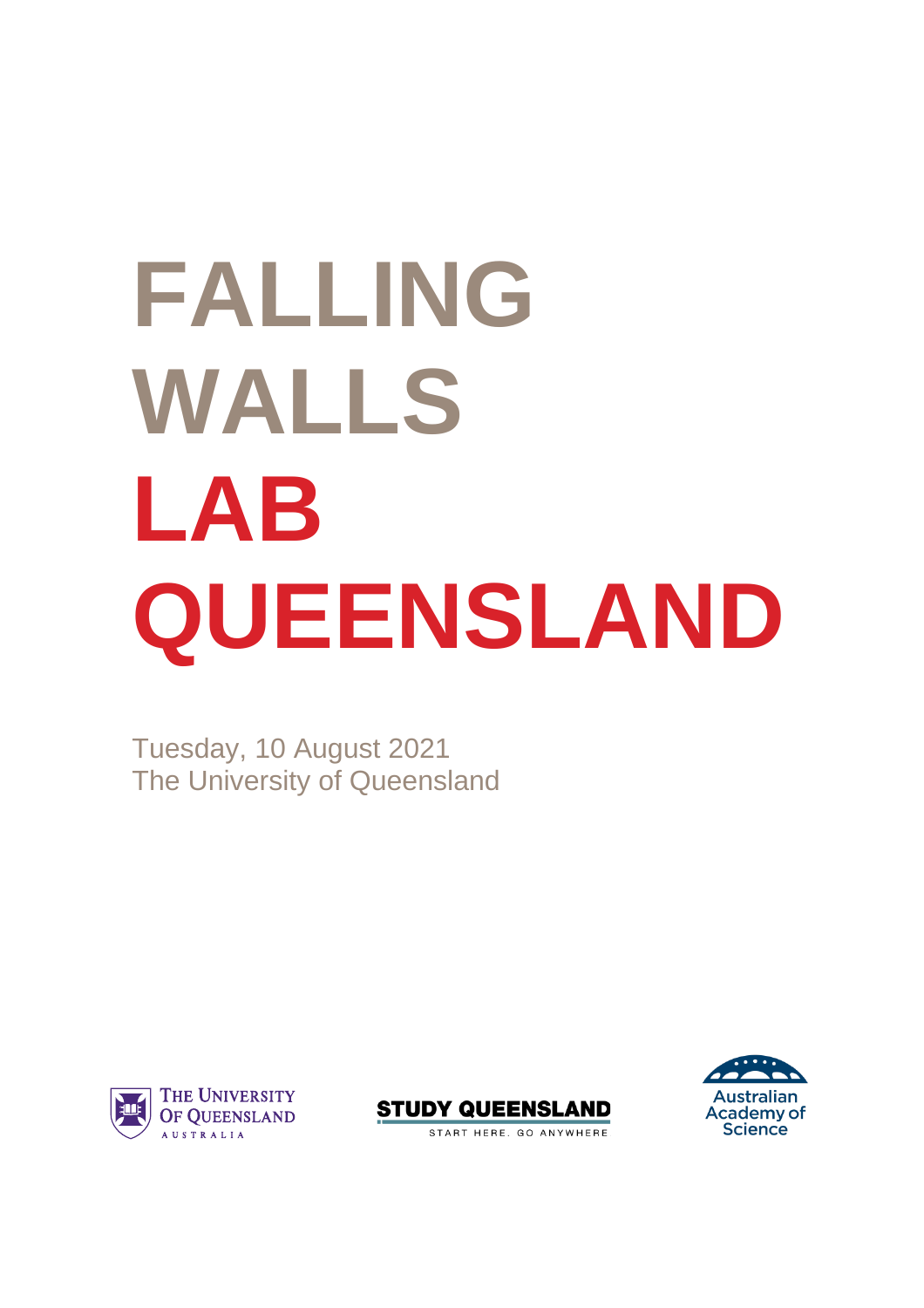# FALLING WALLS LAB QUEENSLAND

Tuesday, 10 August 2021
The University of Queensland

THE UNIVERSITY OF QUEENSLAND AUSTRALIA

STUDY QUEENSLAND
START HERE. GO ANYWHERE

Australian Academy of Science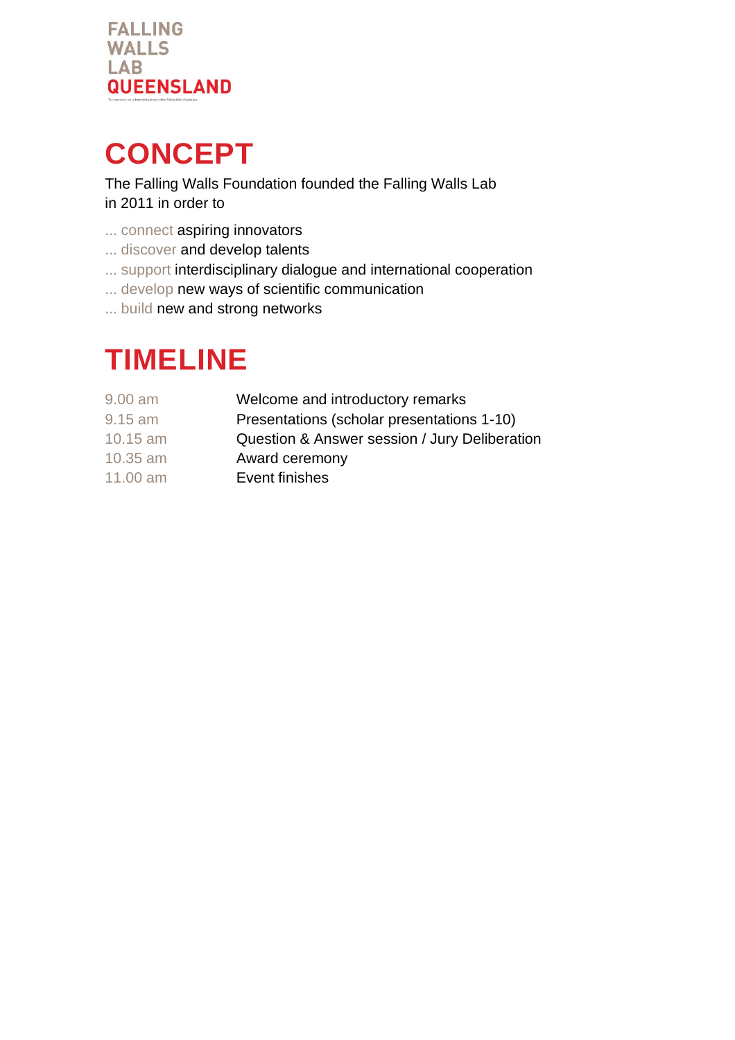FALLING WALLS LAB QUEENSLAND

# CONCEPT

The Falling Walls Foundation founded the Falling Walls Lab in 2011 in order to

... connect aspiring innovators
... discover and develop talents
... support interdisciplinary dialogue and international cooperation
... develop new ways of scientific communication
... build new and strong networks

# TIMELINE

| | |
|---|---|
| 9.00 am | Welcome and introductory remarks |
| 9.15 am | Presentations (scholar presentations 1-10) |
| 10.15 am | Question & Answer session / Jury Deliberation |
| 10.35 am | Award ceremony |
| 11.00 am | Event finishes |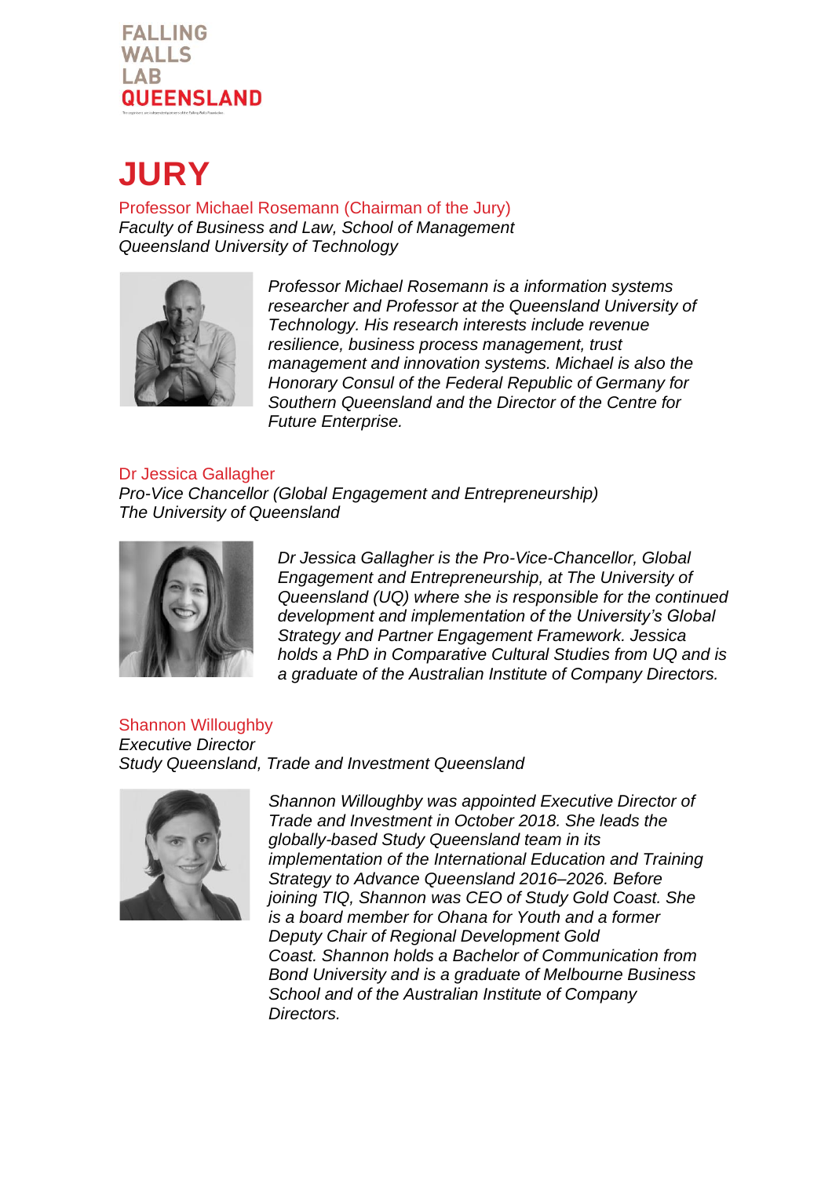FALLING WALLS LAB QUEENSLAND

# JURY

## Professor Michael Rosemann (Chairman of the Jury)

*Faculty of Business and Law, School of Management*
*Queensland University of Technology*

*Professor Michael Rosemann is a information systems researcher and Professor at the Queensland University of Technology. His research interests include revenue resilience, business process management, trust management and innovation systems. Michael is also the Honorary Consul of the Federal Republic of Germany for Southern Queensland and the Director of the Centre for Future Enterprise.*

## Dr Jessica Gallagher

*Pro-Vice Chancellor (Global Engagement and Entrepreneurship)*
*The University of Queensland*

*Dr Jessica Gallagher is the Pro-Vice-Chancellor, Global Engagement and Entrepreneurship, at The University of Queensland (UQ) where she is responsible for the continued development and implementation of the University's Global Strategy and Partner Engagement Framework. Jessica holds a PhD in Comparative Cultural Studies from UQ and is a graduate of the Australian Institute of Company Directors.*

## Shannon Willoughby

*Executive Director*
*Study Queensland, Trade and Investment Queensland*

*Shannon Willoughby was appointed Executive Director of Trade and Investment in October 2018. She leads the globally-based Study Queensland team in its implementation of the International Education and Training Strategy to Advance Queensland 2016–2026. Before joining TIQ, Shannon was CEO of Study Gold Coast. She is a board member for Ohana for Youth and a former Deputy Chair of Regional Development Gold Coast. Shannon holds a Bachelor of Communication from Bond University and is a graduate of Melbourne Business School and of the Australian Institute of Company Directors.*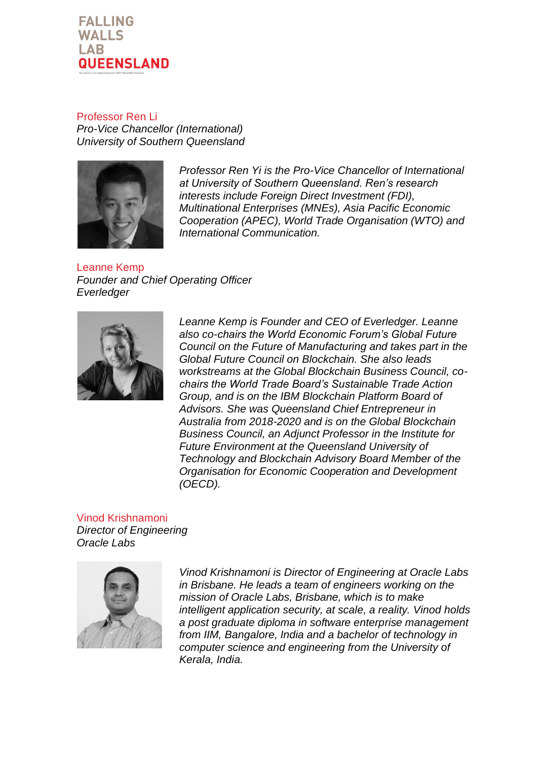FALLING WALLS LAB QUEENSLAND

## Professor Ren Li

*Pro-Vice Chancellor (International)*
*University of Southern Queensland*

*Professor Ren Yi is the Pro-Vice Chancellor of International at University of Southern Queensland. Ren's research interests include Foreign Direct Investment (FDI), Multinational Enterprises (MNEs), Asia Pacific Economic Cooperation (APEC), World Trade Organisation (WTO) and International Communication.*

## Leanne Kemp

*Founder and Chief Operating Officer*
*Everledger*

*Leanne Kemp is Founder and CEO of Everledger. Leanne also co-chairs the World Economic Forum's Global Future Council on the Future of Manufacturing and takes part in the Global Future Council on Blockchain. She also leads workstreams at the Global Blockchain Business Council, co-chairs the World Trade Board's Sustainable Trade Action Group, and is on the IBM Blockchain Platform Board of Advisors. She was Queensland Chief Entrepreneur in Australia from 2018-2020 and is on the Global Blockchain Business Council, an Adjunct Professor in the Institute for Future Environment at the Queensland University of Technology and Blockchain Advisory Board Member of the Organisation for Economic Cooperation and Development (OECD).*

## Vinod Krishnamoni

*Director of Engineering*
*Oracle Labs*

*Vinod Krishnamoni is Director of Engineering at Oracle Labs in Brisbane. He leads a team of engineers working on the mission of Oracle Labs, Brisbane, which is to make intelligent application security, at scale, a reality. Vinod holds a post graduate diploma in software enterprise management from IIM, Bangalore, India and a bachelor of technology in computer science and engineering from the University of Kerala, India.*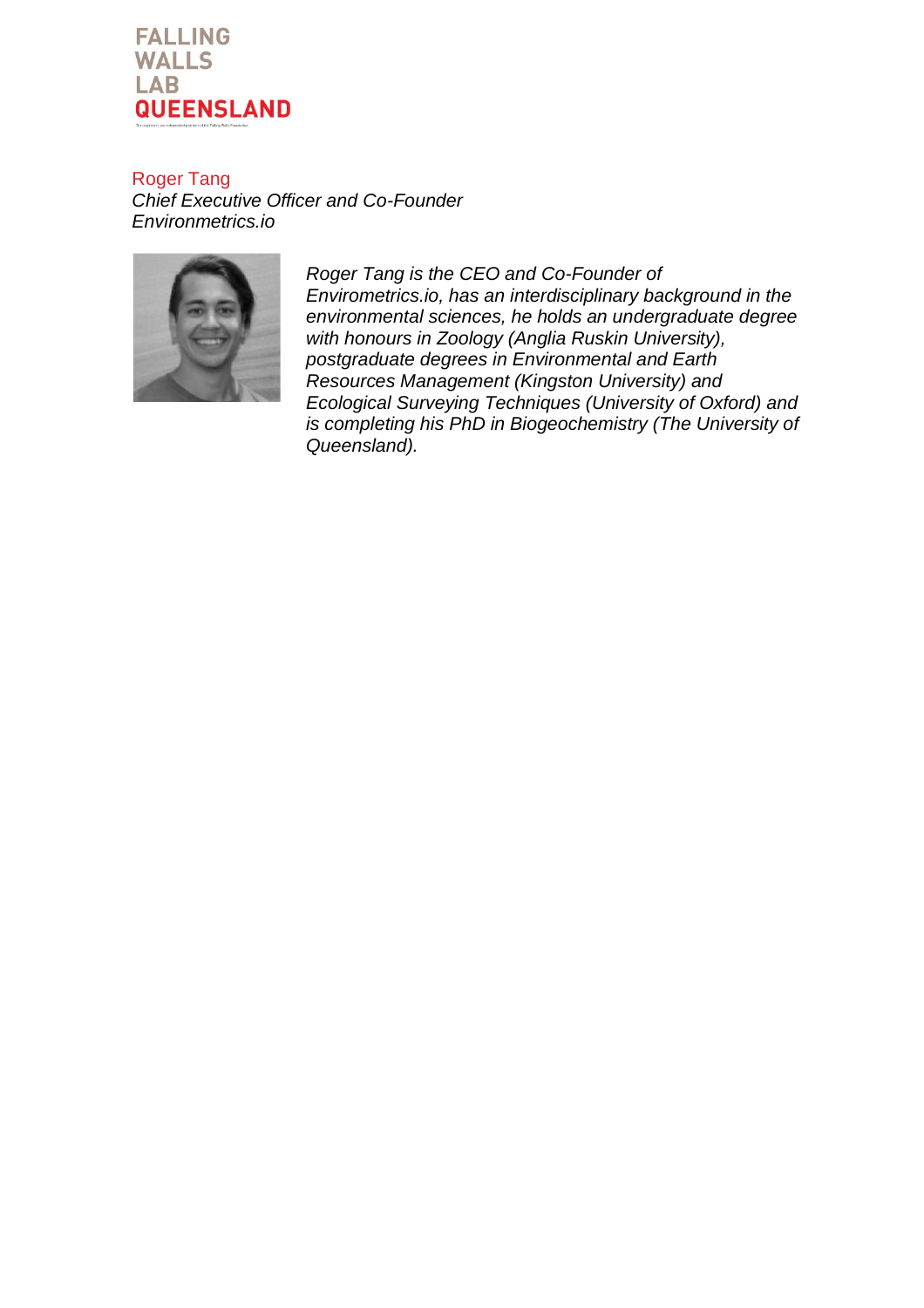FALLING
WALLS
LAB
QUEENSLAND

Roger Tang
*Chief Executive Officer and Co-Founder*
*Environmetrics.io*

*Roger Tang is the CEO and Co-Founder of Envirometrics.io, has an interdisciplinary background in the environmental sciences, he holds an undergraduate degree with honours in Zoology (Anglia Ruskin University), postgraduate degrees in Environmental and Earth Resources Management (Kingston University) and Ecological Surveying Techniques (University of Oxford) and is completing his PhD in Biogeochemistry (The University of Queensland).*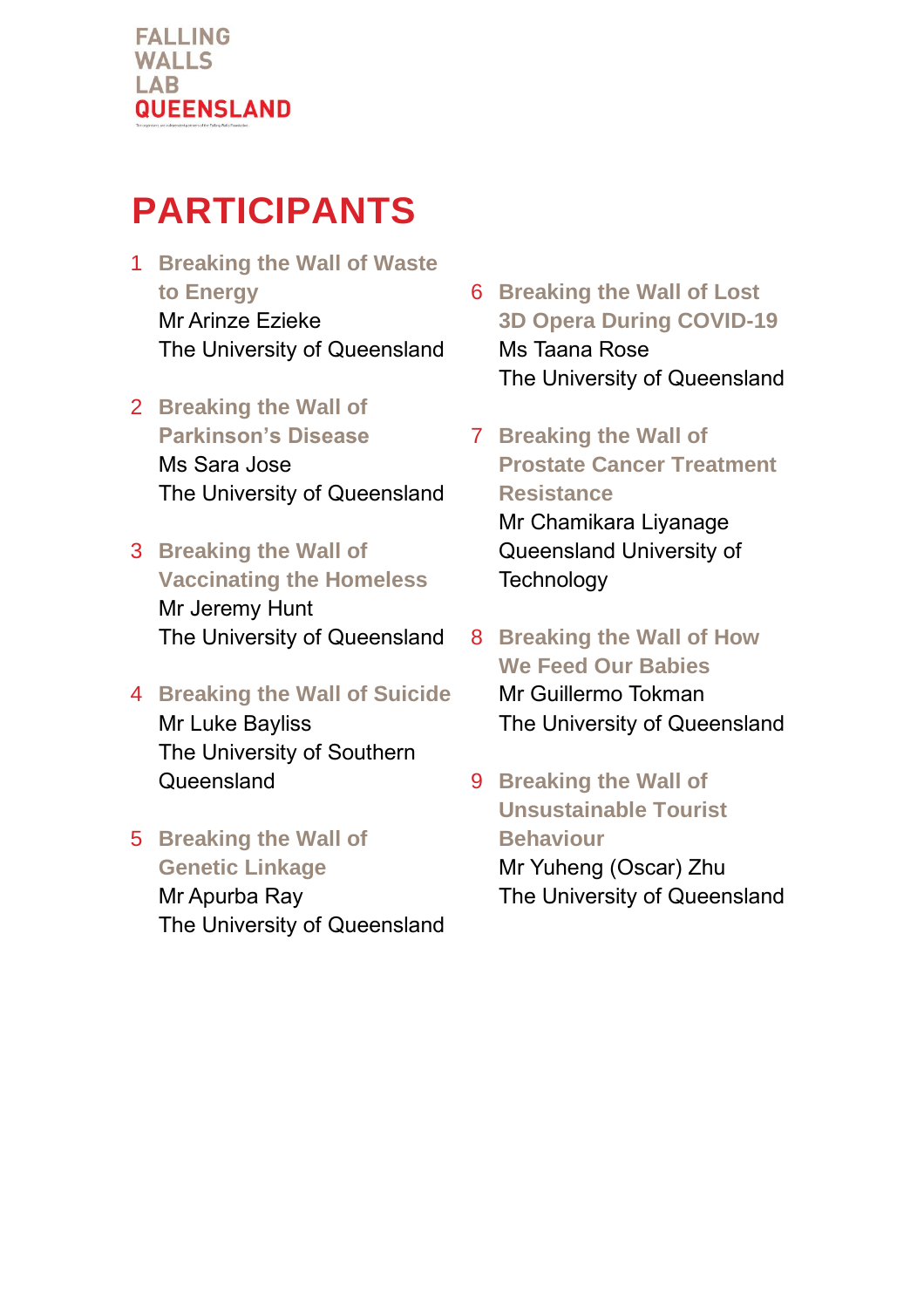FALLING
WALLS
LAB
QUEENSLAND

# PARTICIPANTS

1. **Breaking the Wall of Waste to Energy**
   Mr Arinze Ezieke
   The University of Queensland

2. **Breaking the Wall of Parkinson's Disease**
   Ms Sara Jose
   The University of Queensland

3. **Breaking the Wall of Vaccinating the Homeless**
   Mr Jeremy Hunt
   The University of Queensland

4. **Breaking the Wall of Suicide**
   Mr Luke Bayliss
   The University of Southern Queensland

5. **Breaking the Wall of Genetic Linkage**
   Mr Apurba Ray
   The University of Queensland

6. **Breaking the Wall of Lost 3D Opera During COVID-19**
   Ms Taana Rose
   The University of Queensland

7. **Breaking the Wall of Prostate Cancer Treatment Resistance**
   Mr Chamikara Liyanage
   Queensland University of Technology

8. **Breaking the Wall of How We Feed Our Babies**
   Mr Guillermo Tokman
   The University of Queensland

9. **Breaking the Wall of Unsustainable Tourist Behaviour**
   Mr Yuheng (Oscar) Zhu
   The University of Queensland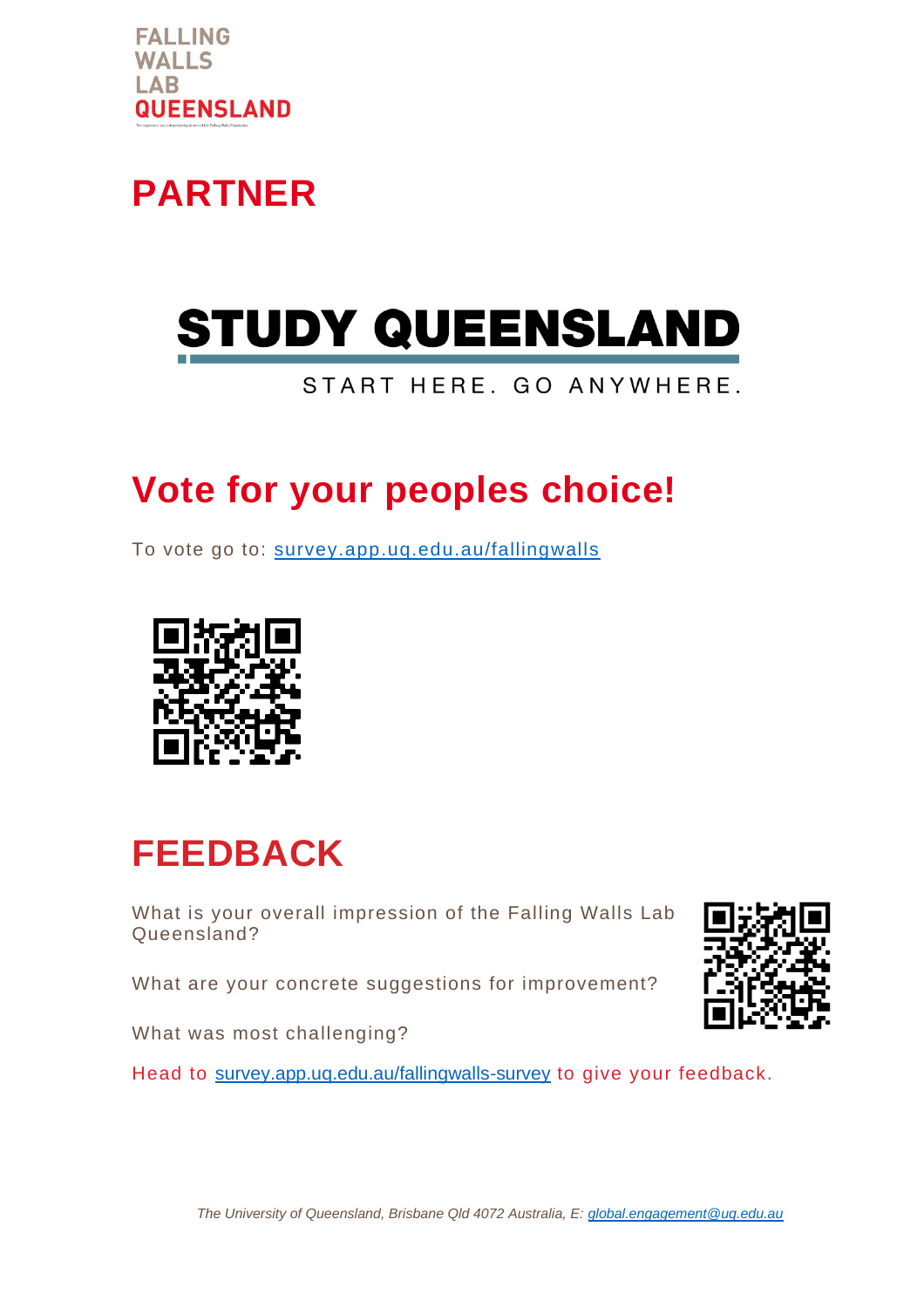FALLING
WALLS
LAB
QUEENSLAND

# PARTNER

STUDY QUEENSLAND

START HERE. GO ANYWHERE.

# Vote for your peoples choice!

To vote go to: survey.app.uq.edu.au/fallingwalls

# FEEDBACK

What is your overall impression of the Falling Walls Lab Queensland?

What are your concrete suggestions for improvement?

What was most challenging?

Head to survey.app.uq.edu.au/fallingwalls-survey to give your feedback.

*The University of Queensland, Brisbane Qld 4072 Australia, E: global.engagement@uq.edu.au*